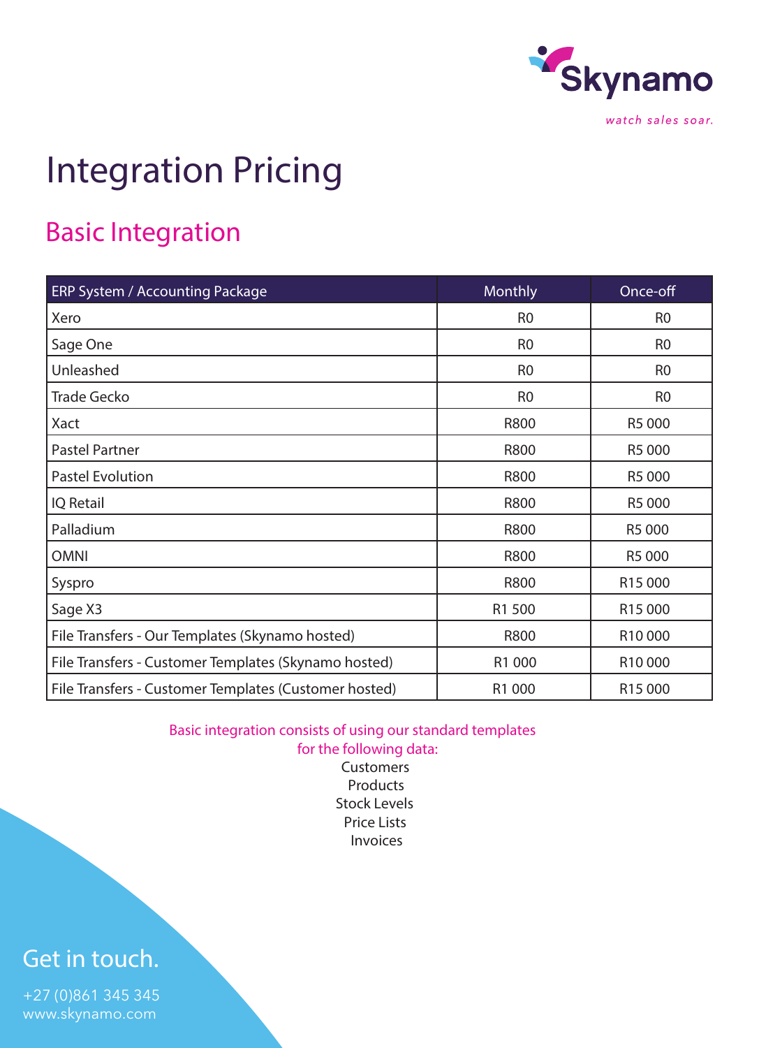Skynamo

watch sales soar.

# Integration Pricing

## Basic Integration

| ERP System / Accounting Package | Monthly | Once-off |
|---|---|---|
| Xero | R0 | R0 |
| Sage One | R0 | R0 |
| Unleashed | R0 | R0 |
| Trade Gecko | R0 | R0 |
| Xact | R800 | R5 000 |
| Pastel Partner | R800 | R5 000 |
| Pastel Evolution | R800 | R5 000 |
| IQ Retail | R800 | R5 000 |
| Palladium | R800 | R5 000 |
| OMNI | R800 | R5 000 |
| Syspro | R800 | R15 000 |
| Sage X3 | R1 500 | R15 000 |
| File Transfers - Our Templates (Skynamo hosted) | R800 | R10 000 |
| File Transfers - Customer Templates (Skynamo hosted) | R1 000 | R10 000 |
| File Transfers - Customer Templates (Customer hosted) | R1 000 | R15 000 |

Basic integration consists of using our standard templates for the following data:

Customers
Products
Stock Levels
Price Lists
Invoices

Get in touch.

+27 (0)861 345 345
www.skynamo.com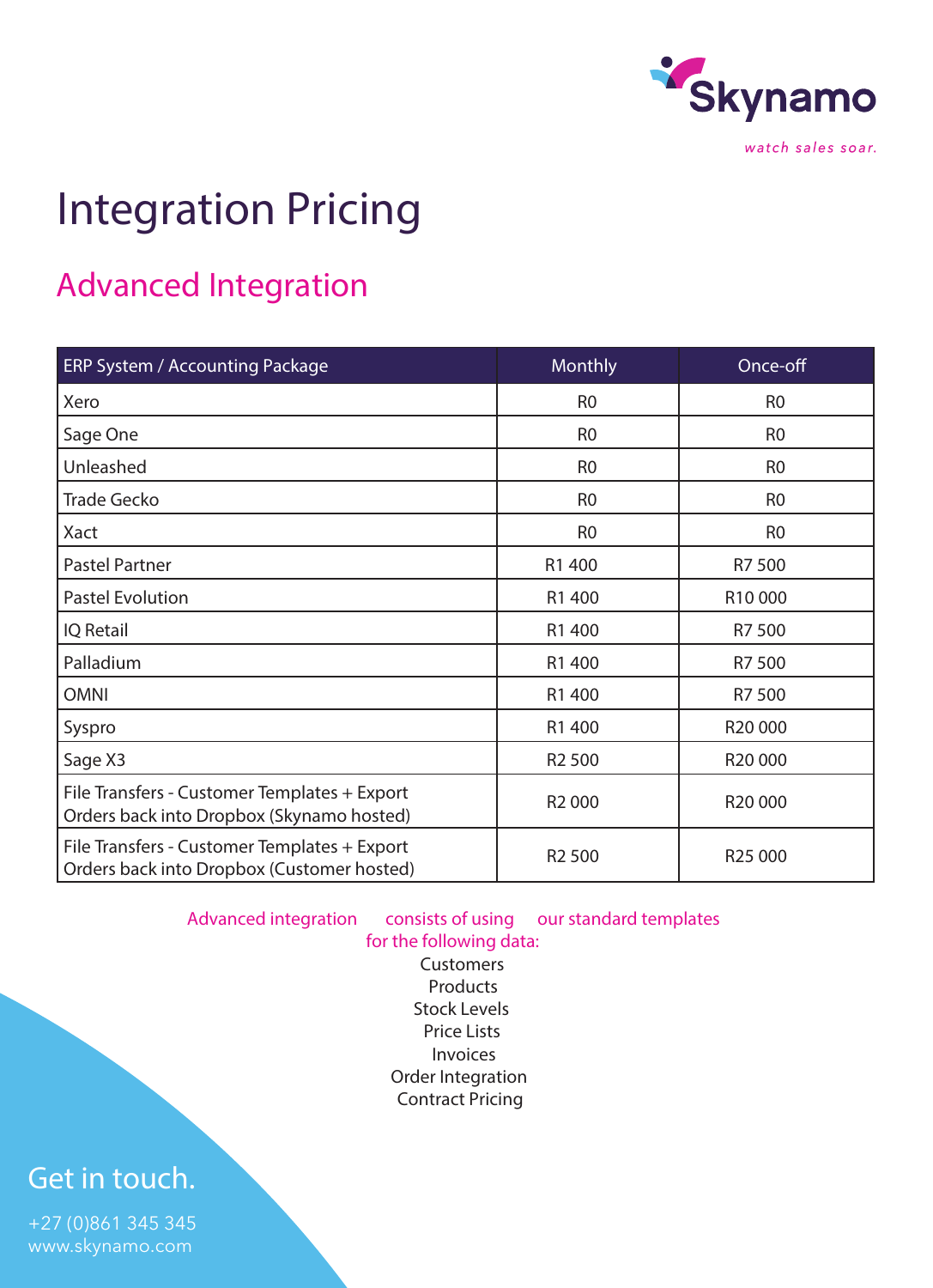Skynamo

watch sales soar.

# Integration Pricing

## Advanced Integration

| ERP System / Accounting Package | Monthly | Once-off |
|---|---|---|
| Xero | R0 | R0 |
| Sage One | R0 | R0 |
| Unleashed | R0 | R0 |
| Trade Gecko | R0 | R0 |
| Xact | R0 | R0 |
| Pastel Partner | R1 400 | R7 500 |
| Pastel Evolution | R1 400 | R10 000 |
| IQ Retail | R1 400 | R7 500 |
| Palladium | R1 400 | R7 500 |
| OMNI | R1 400 | R7 500 |
| Syspro | R1 400 | R20 000 |
| Sage X3 | R2 500 | R20 000 |
| File Transfers - Customer Templates + Export Orders back into Dropbox (Skynamo hosted) | R2 000 | R20 000 |
| File Transfers - Customer Templates + Export Orders back into Dropbox (Customer hosted) | R2 500 | R25 000 |

Advanced integration consists of using our standard templates for the following data:

Customers
Products
Stock Levels
Price Lists
Invoices
Order Integration
Contract Pricing

Get in touch.

+27 (0)861 345 345
www.skynamo.com